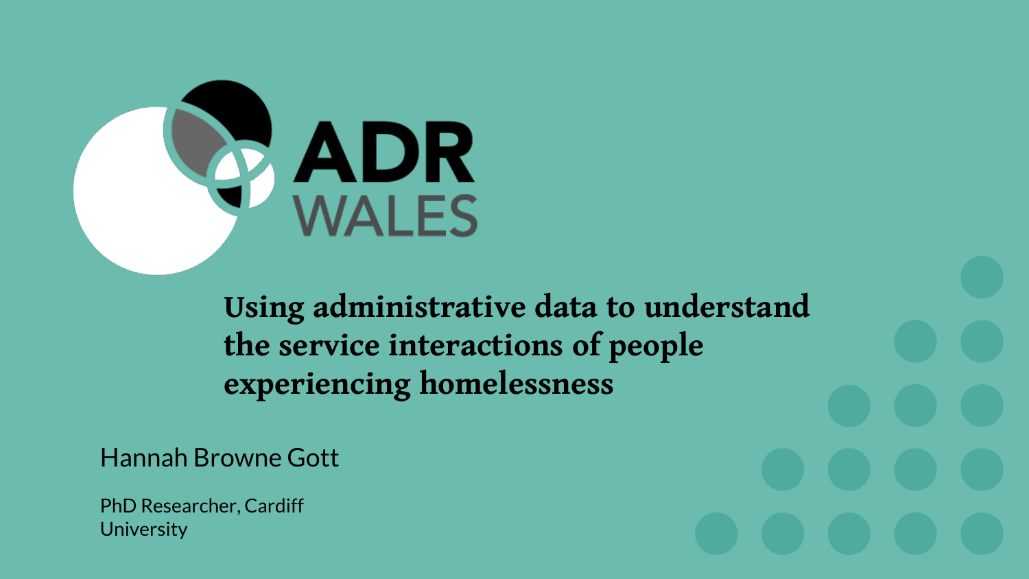ADR WALES

# Using administrative data to understand the service interactions of people experiencing homelessness

Hannah Browne Gott

PhD Researcher, Cardiff University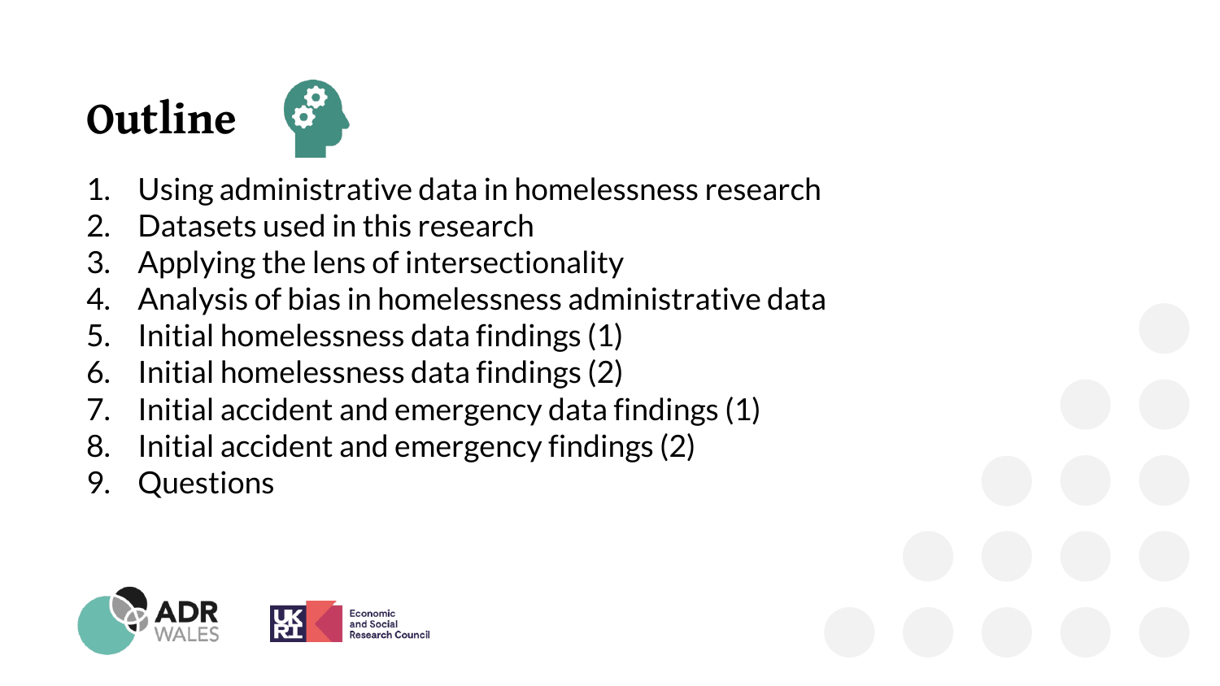# Outline

1. Using administrative data in homelessness research
2. Datasets used in this research
3. Applying the lens of intersectionality
4. Analysis of bias in homelessness administrative data
5. Initial homelessness data findings (1)
6. Initial homelessness data findings (2)
7. Initial accident and emergency data findings (1)
8. Initial accident and emergency findings (2)
9. Questions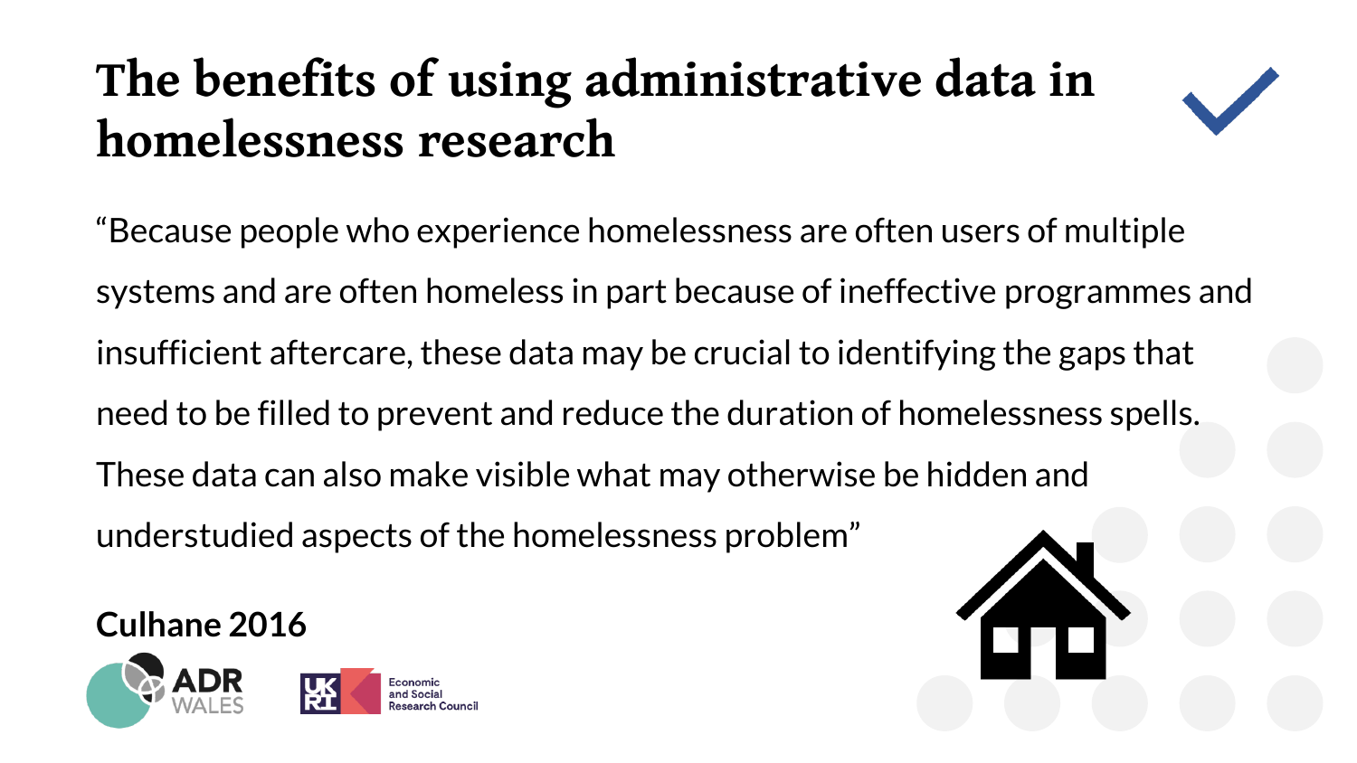# The benefits of using administrative data in homelessness research

"Because people who experience homelessness are often users of multiple systems and are often homeless in part because of ineffective programmes and insufficient aftercare, these data may be crucial to identifying the gaps that need to be filled to prevent and reduce the duration of homelessness spells. These data can also make visible what may otherwise be hidden and understudied aspects of the homelessness problem"

**Culhane 2016**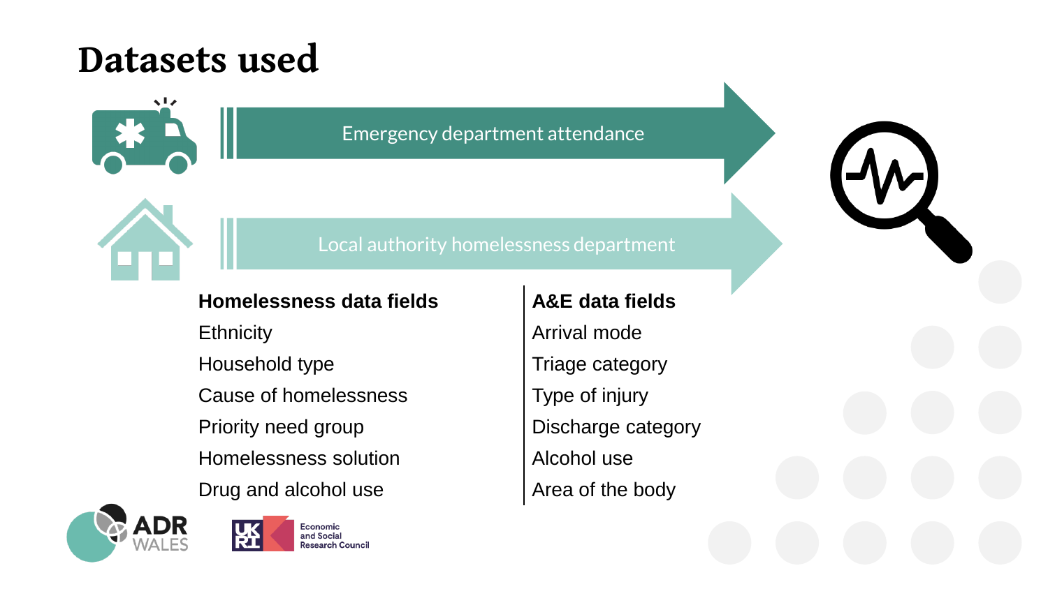# Datasets used

Emergency department attendance

Local authority homelessness department

| Homelessness data fields | A&E data fields |
| --- | --- |
| Ethnicity | Arrival mode |
| Household type | Triage category |
| Cause of homelessness | Type of injury |
| Priority need group | Discharge category |
| Homelessness solution | Alcohol use |
| Drug and alcohol use | Area of the body |

ADR WALES

Economic and Social Research Council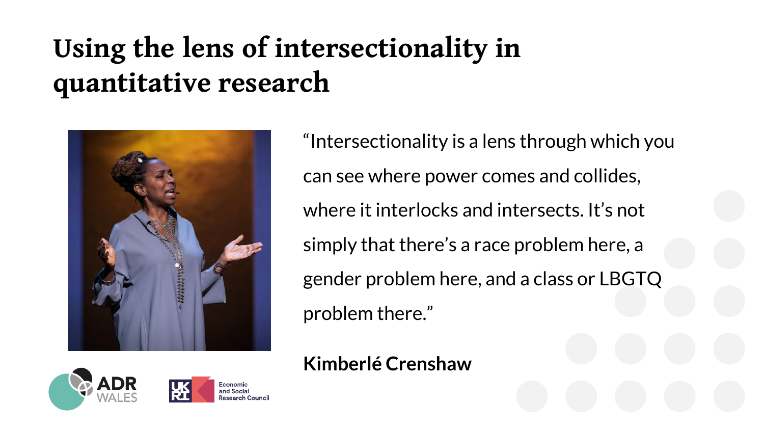# Using the lens of intersectionality in quantitative research

"Intersectionality is a lens through which you can see where power comes and collides, where it interlocks and intersects. It's not simply that there's a race problem here, a gender problem here, and a class or LBGTQ problem there."

**Kimberlé Crenshaw**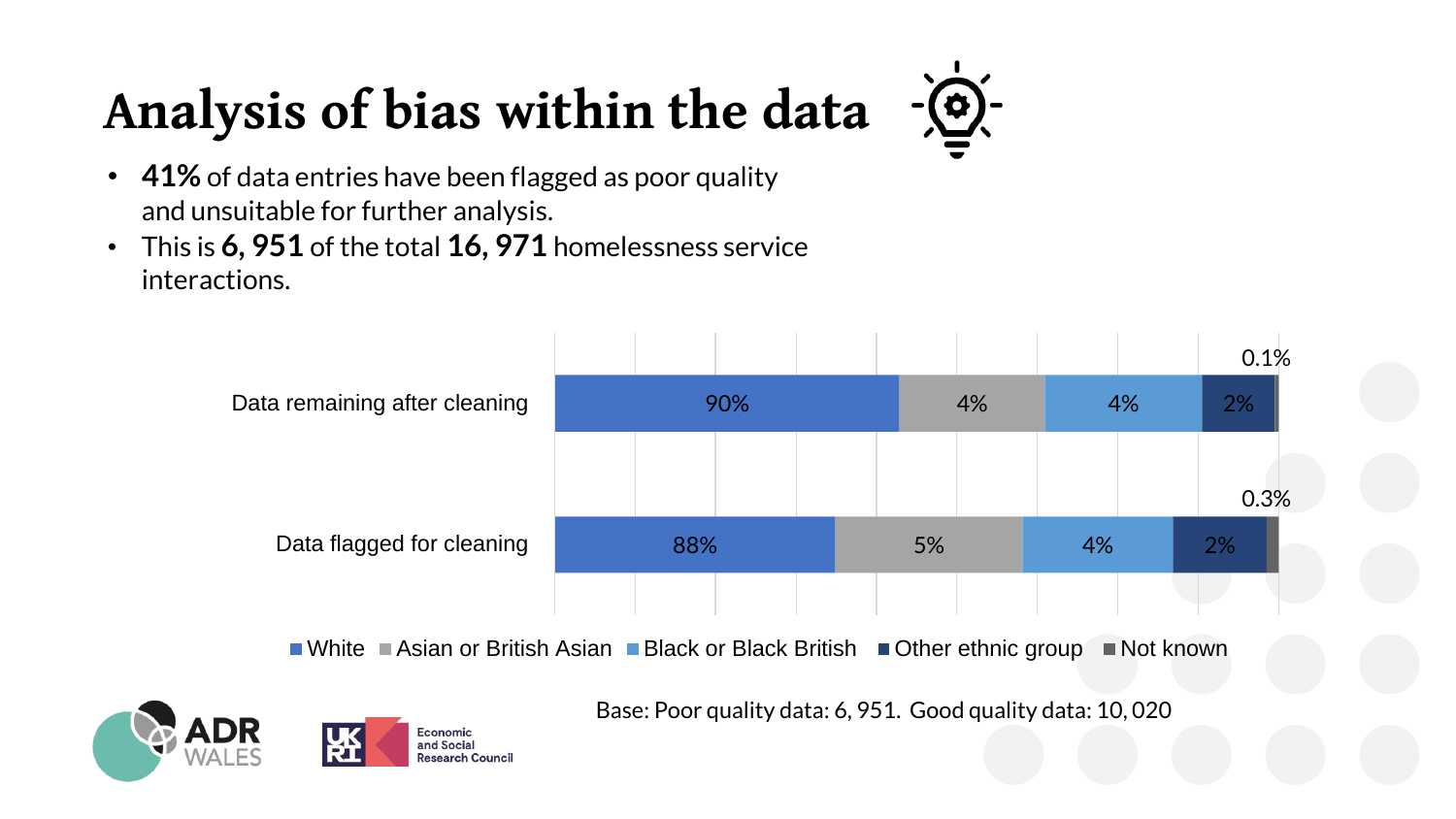# Analysis of bias within the data

- **41%** of data entries have been flagged as poor quality and unsuitable for further analysis.
- This is **6, 951** of the total **16, 971** homelessness service interactions.

| | White | Asian or British Asian | Black or Black British | Other ethnic group | Not known |
|---|---|---|---|---|---|
| Data remaining after cleaning | 90% | 4% | 4% | 2% | 0.1% |
| Data flagged for cleaning | 88% | 5% | 4% | 2% | 0.3% |

Base: Poor quality data: 6, 951. Good quality data: 10, 020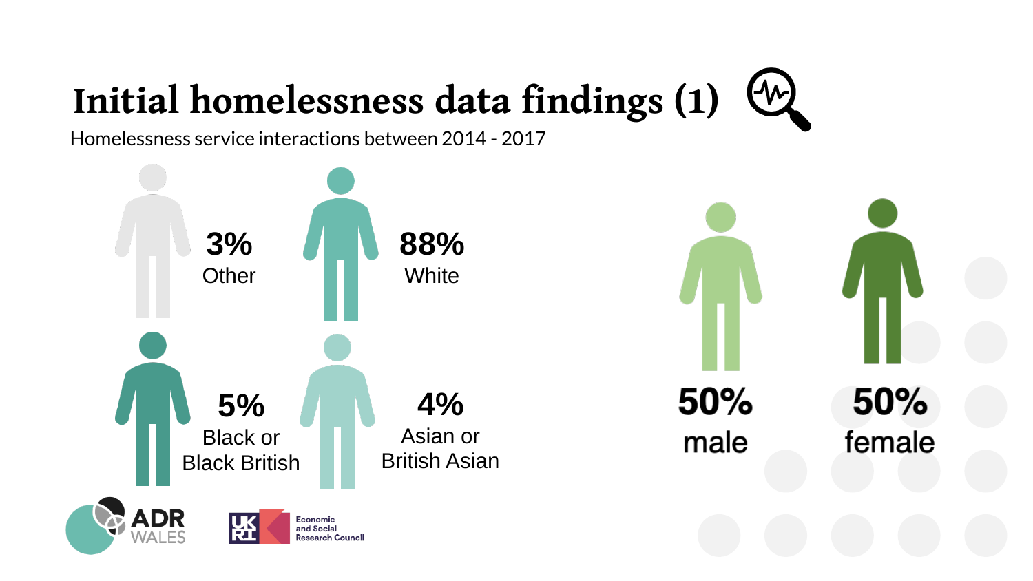# Initial homelessness data findings (1)

Homelessness service interactions between 2014 - 2017

**3%**
Other

**88%**
White

**5%**
Black or Black British

**4%**
Asian or British Asian

**50%**
male

**50%**
female

ADR WALES

Economic and Social Research Council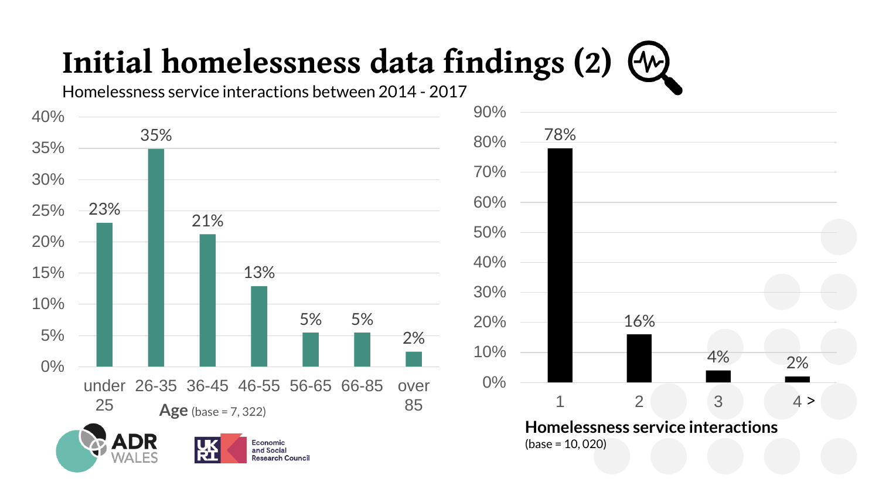# Initial homelessness data findings (2)

Homelessness service interactions between 2014 - 2017

| Age | % |
|---|---|
| under 25 | 23% |
| 26-35 | 35% |
| 36-45 | 21% |
| 46-55 | 13% |
| 56-65 | 5% |
| 66-85 | 5% |
| over 85 | 2% |

**Age** (base = 7, 322)

| Homelessness service interactions | % |
|---|---|
| 1 | 78% |
| 2 | 16% |
| 3 | 4% |
| 4 > | 2% |

**Homelessness service interactions**
(base = 10, 020)

ADR WALES

UKRI Economic and Social Research Council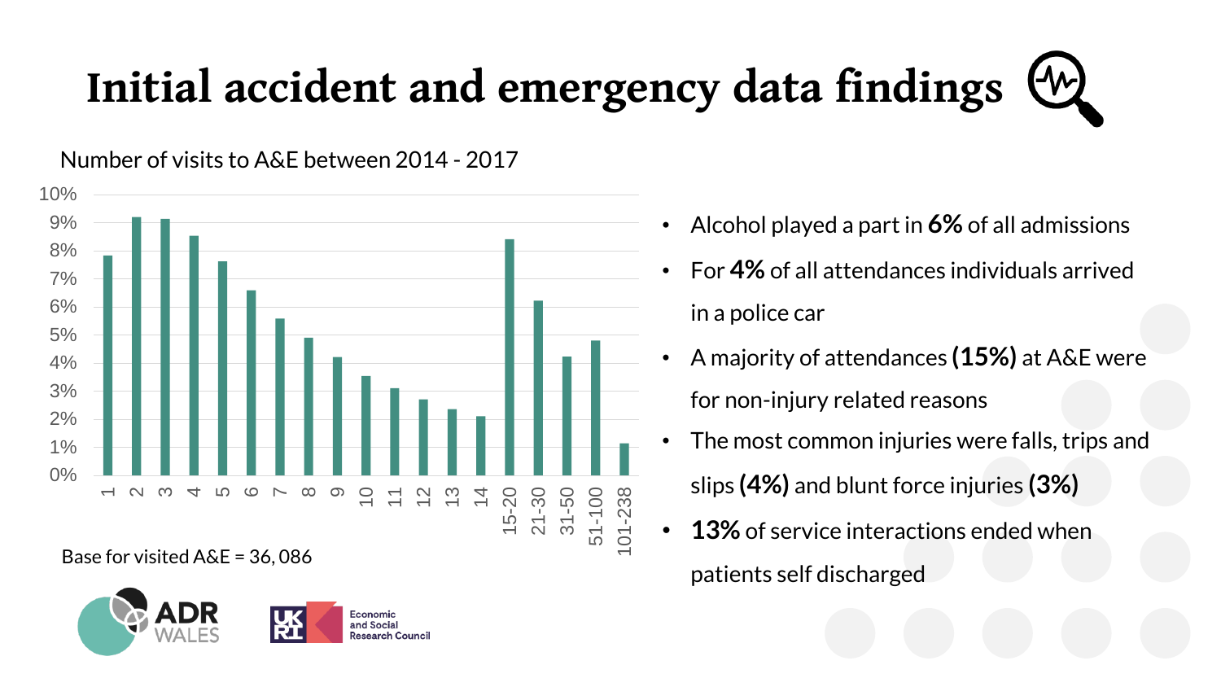# Initial accident and emergency data findings

Number of visits to A&E between 2014 - 2017

Base for visited A&E = 36, 086

- Alcohol played a part in **6%** of all admissions
- For **4%** of all attendances individuals arrived in a police car
- A majority of attendances **(15%)** at A&E were for non-injury related reasons
- The most common injuries were falls, trips and slips **(4%)** and blunt force injuries **(3%)**
- **13%** of service interactions ended when patients self discharged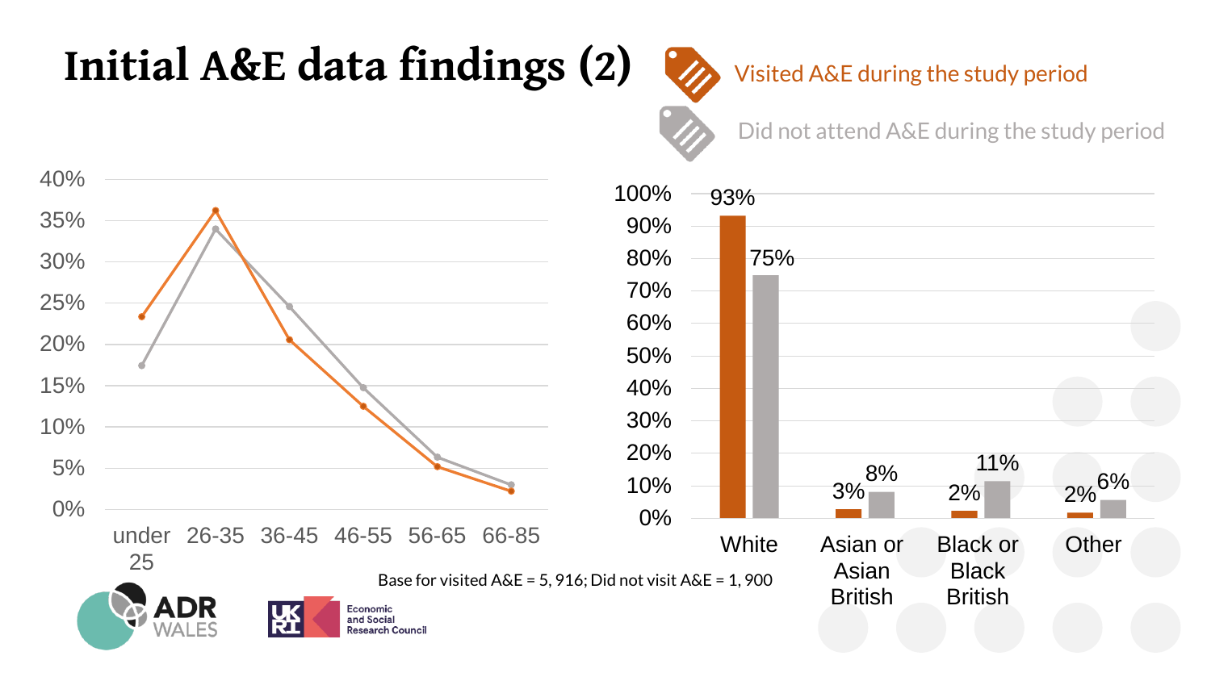# Initial A&E data findings (2)

Visited A&E during the study period

Did not attend A&E during the study period

| Ethnicity | Visited A&E during the study period | Did not attend A&E during the study period |
|---|---|---|
| White | 93% | 75% |
| Asian or Asian British | 3% | 8% |
| Black or Black British | 2% | 11% |
| Other | 2% | 6% |

Age groups: under 25, 26-35, 36-45, 46-55, 56-65, 66-85

Base for visited A&E = 5, 916; Did not visit A&E = 1, 900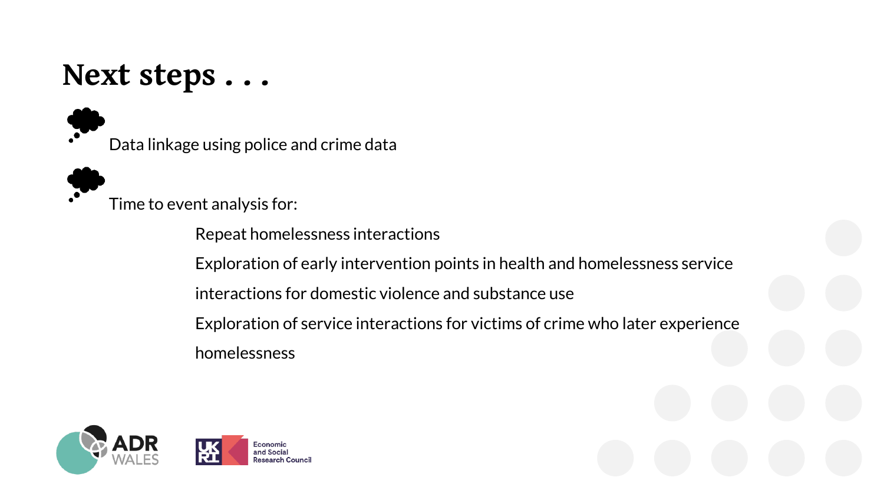# Next steps . . .

- Data linkage using police and crime data
- Time to event analysis for:
  - Repeat homelessness interactions
  - Exploration of early intervention points in health and homelessness service interactions for domestic violence and substance use
  - Exploration of service interactions for victims of crime who later experience homelessness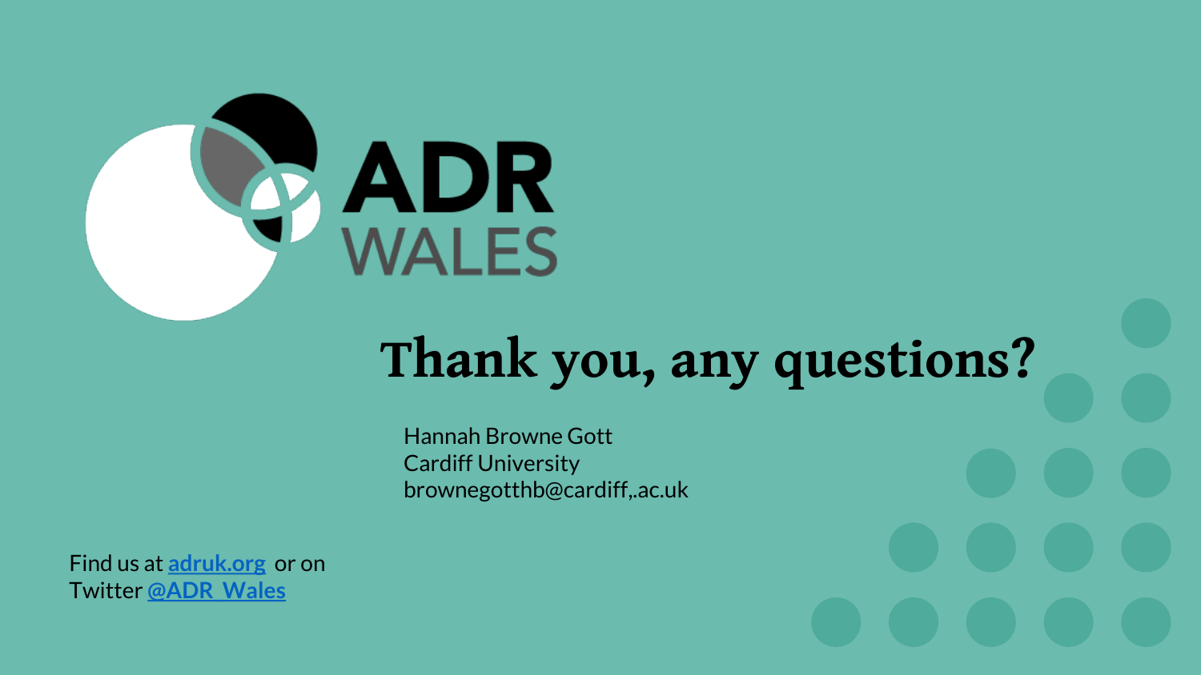ADR WALES

# Thank you, any questions?

Hannah Browne Gott
Cardiff University
brownegotthb@cardiff,.ac.uk

Find us at [adruk.org](adruk.org) or on
Twitter [@ADR_Wales](@ADR_Wales)